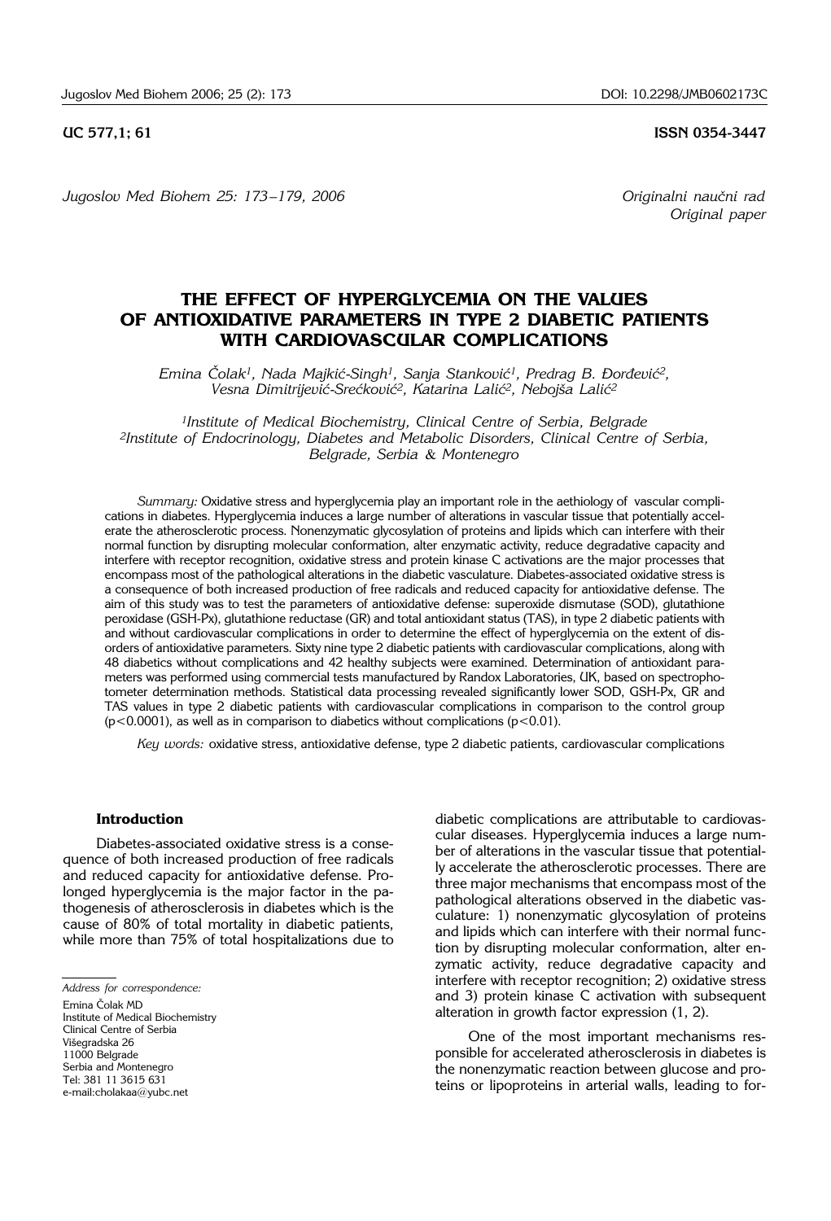UC 577,1; 61

ISSN 0354-3447

*Originalni naučni rad*
*Original paper*

# THE EFFECT OF HYPERGLYCEMIA ON THE VALUES OF ANTIOXIDATIVE PARAMETERS IN TYPE 2 DIABETIC PATIENTS WITH CARDIOVASCULAR COMPLICATIONS

*Emina Čolak[1], Nada Majkić-Singh[1], Sanja Stanković[1], Predrag B. Đorđević[2], Vesna Dimitrijević-Srećković[2], Katarina Lalić[2], Nebojša Lalić[2]*

*[1]Institute of Medical Biochemistry, Clinical Centre of Serbia, Belgrade*
*[2]Institute of Endocrinology, Diabetes and Metabolic Disorders, Clinical Centre of Serbia, Belgrade, Serbia & Montenegro*

*Summary:* Oxidative stress and hyperglycemia play an important role in the aethiology of vascular complications in diabetes. Hyperglycemia induces a large number of alterations in vascular tissue that potentially accelerate the atherosclerotic process. Nonenzymatic glycosylation of proteins and lipids which can interfere with their normal function by disrupting molecular conformation, alter enzymatic activity, reduce degradative capacity and interfere with receptor recognition, oxidative stress and protein kinase C activations are the major processes that encompass most of the pathological alterations in the diabetic vasculature. Diabetes-associated oxidative stress is a consequence of both increased production of free radicals and reduced capacity for antioxidative defense. The aim of this study was to test the parameters of antioxidative defense: superoxide dismutase (SOD), glutathione peroxidase (GSH-Px), glutathione reductase (GR) and total antioxidant status (TAS), in type 2 diabetic patients with and without cardiovascular complications in order to determine the effect of hyperglycemia on the extent of disorders of antioxidative parameters. Sixty nine type 2 diabetic patients with cardiovascular complications, along with 48 diabetics without complications and 42 healthy subjects were examined. Determination of antioxidant parameters was performed using commercial tests manufactured by Randox Laboratories, UK, based on spectrophotometer determination methods. Statistical data processing revealed significantly lower SOD, GSH-Px, GR and TAS values in type 2 diabetic patients with cardiovascular complications in comparison to the control group ($p<0.0001$), as well as in comparison to diabetics without complications ($p<0.01$).

*Key words:* oxidative stress, antioxidative defense, type 2 diabetic patients, cardiovascular complications

## Introduction

Diabetes-associated oxidative stress is a consequence of both increased production of free radicals and reduced capacity for antioxidative defense. Prolonged hyperglycemia is the major factor in the pathogenesis of atherosclerosis in diabetes which is the cause of 80% of total mortality in diabetic patients, while more than 75% of total hospitalizations due to diabetic complications are attributable to cardiovascular diseases. Hyperglycemia induces a large number of alterations in the vascular tissue that potentially accelerate the atherosclerotic processes. There are three major mechanisms that encompass most of the pathological alterations observed in the diabetic vasculature: 1) nonenzymatic glycosylation of proteins and lipids which can interfere with their normal function by disrupting molecular conformation, alter enzymatic activity, reduce degradative capacity and interfere with receptor recognition; 2) oxidative stress and 3) protein kinase C activation with subsequent alteration in growth factor expression (1, 2).

One of the most important mechanisms responsible for accelerated atherosclerosis in diabetes is the nonenzymatic reaction between glucose and proteins or lipoproteins in arterial walls, leading to for-

*Address for correspondence:*

Emina Čolak MD
Institute of Medical Biochemistry
Clinical Centre of Serbia
Višegradska 26
11000 Belgrade
Serbia and Montenegro
Tel: 381 11 3615 631
e-mail:cholakaa@yubc.net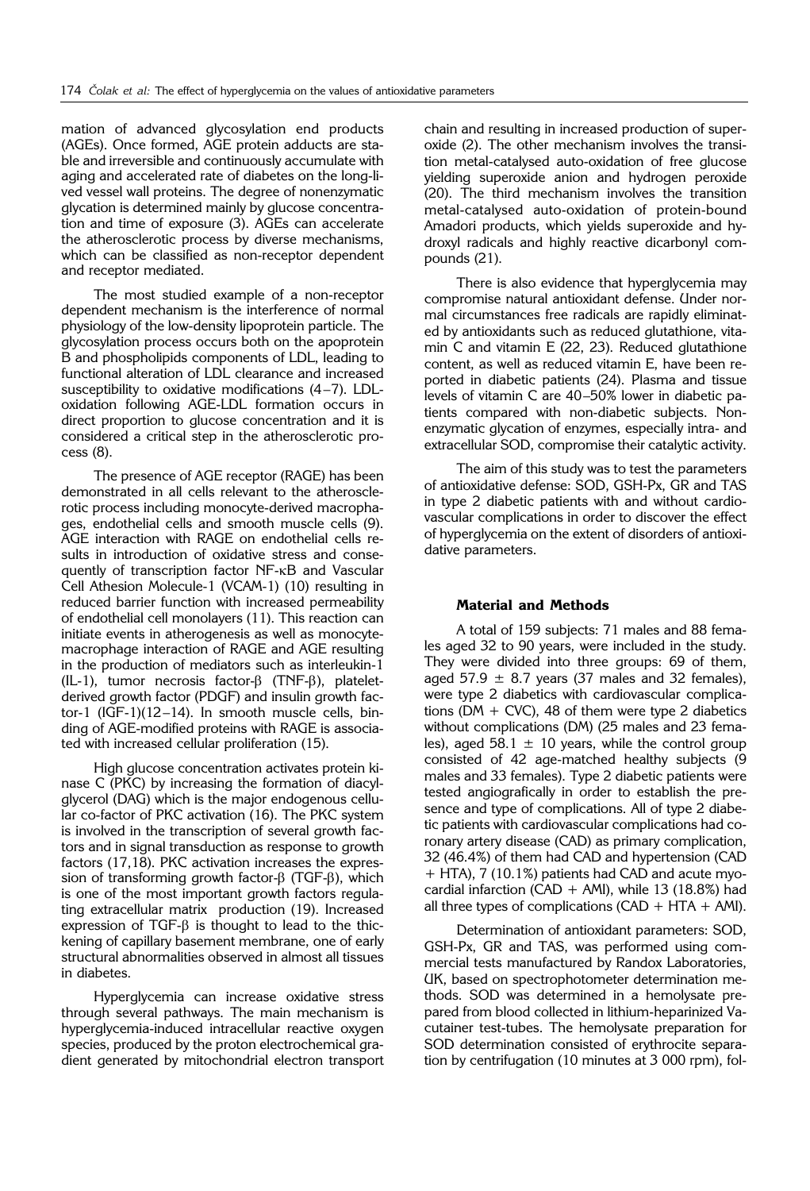mation of advanced glycosylation end products (AGEs). Once formed, AGE protein adducts are stable and irreversible and continuously accumulate with aging and accelerated rate of diabetes on the long-lived vessel wall proteins. The degree of nonenzymatic glycation is determined mainly by glucose concentration and time of exposure (3). AGEs can accelerate the atherosclerotic process by diverse mechanisms, which can be classified as non-receptor dependent and receptor mediated.

The most studied example of a non-receptor dependent mechanism is the interference of normal physiology of the low-density lipoprotein particle. The glycosylation process occurs both on the apoprotein B and phospholipids components of LDL, leading to functional alteration of LDL clearance and increased susceptibility to oxidative modifications (4–7). LDL-oxidation following AGE-LDL formation occurs in direct proportion to glucose concentration and it is considered a critical step in the atherosclerotic process (8).

The presence of AGE receptor (RAGE) has been demonstrated in all cells relevant to the atherosclerotic process including monocyte-derived macrophages, endothelial cells and smooth muscle cells (9). AGE interaction with RAGE on endothelial cells results in introduction of oxidative stress and consequently of transcription factor NF-κB and Vascular Cell Athesion Molecule-1 (VCAM-1) (10) resulting in reduced barrier function with increased permeability of endothelial cell monolayers (11). This reaction can initiate events in atherogenesis as well as monocyte-macrophage interaction of RAGE and AGE resulting in the production of mediators such as interleukin-1 (IL-1), tumor necrosis factor-β (TNF-β), platelet-derived growth factor (PDGF) and insulin growth factor-1 (IGF-1)(12–14). In smooth muscle cells, binding of AGE-modified proteins with RAGE is associated with increased cellular proliferation (15).

High glucose concentration activates protein kinase C (PKC) by increasing the formation of diacylglycerol (DAG) which is the major endogenous cellular co-factor of PKC activation (16). The PKC system is involved in the transcription of several growth factors and in signal transduction as response to growth factors (17,18). PKC activation increases the expression of transforming growth factor-β (TGF-β), which is one of the most important growth factors regulating extracellular matrix production (19). Increased expression of TGF-β is thought to lead to the thickening of capillary basement membrane, one of early structural abnormalities observed in almost all tissues in diabetes.

Hyperglycemia can increase oxidative stress through several pathways. The main mechanism is hyperglycemia-induced intracellular reactive oxygen species, produced by the proton electrochemical gradient generated by mitochondrial electron transport chain and resulting in increased production of superoxide (2). The other mechanism involves the transition metal-catalysed auto-oxidation of free glucose yielding superoxide anion and hydrogen peroxide (20). The third mechanism involves the transition metal-catalysed auto-oxidation of protein-bound Amadori products, which yields superoxide and hydroxyl radicals and highly reactive dicarbonyl compounds (21).

There is also evidence that hyperglycemia may compromise natural antioxidant defense. Under normal circumstances free radicals are rapidly eliminated by antioxidants such as reduced glutathione, vitamin C and vitamin E (22, 23). Reduced glutathione content, as well as reduced vitamin E, have been reported in diabetic patients (24). Plasma and tissue levels of vitamin C are 40–50% lower in diabetic patients compared with non-diabetic subjects. Nonenzymatic glycation of enzymes, especially intra- and extracellular SOD, compromise their catalytic activity.

The aim of this study was to test the parameters of antioxidative defense: SOD, GSH-Px, GR and TAS in type 2 diabetic patients with and without cardiovascular complications in order to discover the effect of hyperglycemia on the extent of disorders of antioxidative parameters.

## Material and Methods

A total of 159 subjects: 71 males and 88 females aged 32 to 90 years, were included in the study. They were divided into three groups: 69 of them, aged 57.9 ± 8.7 years (37 males and 32 females), were type 2 diabetics with cardiovascular complications (DM + CVC), 48 of them were type 2 diabetics without complications (DM) (25 males and 23 females), aged 58.1 ± 10 years, while the control group consisted of 42 age-matched healthy subjects (9 males and 33 females). Type 2 diabetic patients were tested angiografically in order to establish the presence and type of complications. All of type 2 diabetic patients with cardiovascular complications had coronary artery disease (CAD) as primary complication, 32 (46.4%) of them had CAD and hypertension (CAD + HTA), 7 (10.1%) patients had CAD and acute myocardial infarction (CAD + AMI), while 13 (18.8%) had all three types of complications (CAD + HTA + AMI).

Determination of antioxidant parameters: SOD, GSH-Px, GR and TAS, was performed using commercial tests manufactured by Randox Laboratories, UK, based on spectrophotometer determination methods. SOD was determined in a hemolysate prepared from blood collected in lithium-heparinized Vacutainer test-tubes. The hemolysate preparation for SOD determination consisted of erythrocite separation by centrifugation (10 minutes at 3 000 rpm), fol-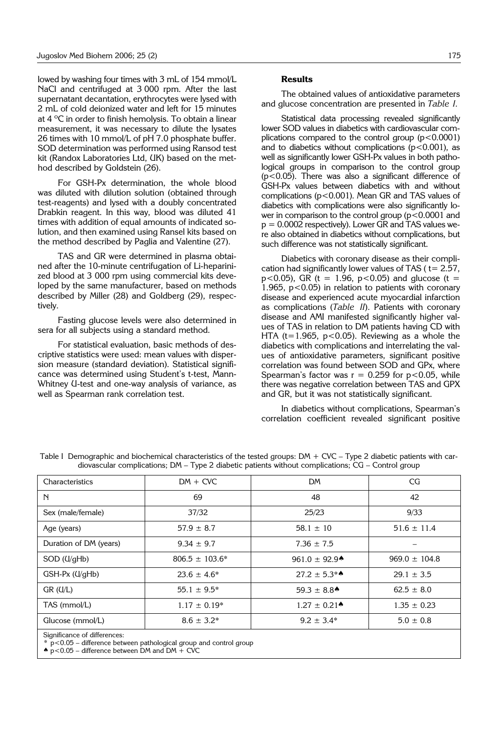lowed by washing four times with 3 mL of 154 mmol/L NaCl and centrifuged at 3 000 rpm. After the last supernatant decantation, erythrocytes were lysed with 2 mL of cold deionized water and left for 15 minutes at 4 °C in order to finish hemolysis. To obtain a linear measurement, it was necessary to dilute the lysates 26 times with 10 mmol/L of pH 7.0 phosphate buffer. SOD determination was performed using Ransod test kit (Randox Laboratories Ltd, UK) based on the method described by Goldstein (26).

For GSH-Px determination, the whole blood was diluted with dilution solution (obtained through test-reagents) and lysed with a doubly concentrated Drabkin reagent. In this way, blood was diluted 41 times with addition of equal amounts of indicated solution, and then examined using Ransel kits based on the method described by Paglia and Valentine (27).

TAS and GR were determined in plasma obtained after the 10-minute centrifugation of Li-heparinized blood at 3 000 rpm using commercial kits developed by the same manufacturer, based on methods described by Miller (28) and Goldberg (29), respectively.

Fasting glucose levels were also determined in sera for all subjects using a standard method.

For statistical evaluation, basic methods of descriptive statistics were used: mean values with dispersion measure (standard deviation). Statistical significance was determined using Student's t-test, Mann-Whitney U-test and one-way analysis of variance, as well as Spearman rank correlation test.

### Results

The obtained values of antioxidative parameters and glucose concentration are presented in *Table I.*

Statistical data processing revealed significantly lower SOD values in diabetics with cardiovascular complications compared to the control group ($p<0.0001$) and to diabetics without complications ($p<0.001$), as well as significantly lower GSH-Px values in both pathological groups in comparison to the control group ($p<0.05$). There was also a significant difference of GSH-Px values between diabetics with and without complications ($p<0.001$). Mean GR and TAS values of diabetics with complications were also significantly lower in comparison to the control group ($p<0.0001$ and $p = 0.0002$ respectively). Lower GR and TAS values were also obtained in diabetics without complications, but such difference was not statistically significant.

Diabetics with coronary disease as their complication had significantly lower values of TAS ( $t= 2.57$, $p<0.05$), GR ($t = 1.96$, $p<0.05$) and glucose ($t = 1.965$, $p<0.05$) in relation to patients with coronary disease and experienced acute myocardial infarction as complications (*Table II*). Patients with coronary disease and AMI manifested significantly higher values of TAS in relation to DM patients having CD with HTA ($t=1.965$, $p<0.05$). Reviewing as a whole the diabetics with complications and interrelating the values of antioxidative parameters, significant positive correlation was found between SOD and GPx, where Spearman's factor was $r = 0.259$ for $p<0.05$, while there was negative correlation between TAS and GPX and GR, but it was not statistically significant.

In diabetics without complications, Spearman's correlation coefficient revealed significant positive

Table I Demographic and biochemical characteristics of the tested groups: DM + CVC – Type 2 diabetic patients with cardiovascular complications; DM – Type 2 diabetic patients without complications; CG – Control group

| Characteristics | DM + CVC | DM | CG |
|---|---|---|---|
| N | 69 | 48 | 42 |
| Sex (male/female) | 37/32 | 25/23 | 9/33 |
| Age (years) | 57.9 ± 8.7 | 58.1 ± 10 | 51.6 ± 11.4 |
| Duration of DM (years) | 9.34 ± 9.7 | 7.36 ± 7.5 | – |
| SOD (U/gHb) | 806.5 ± 103.6* | 961.0 ± 92.9♠ | 969.0 ± 104.8 |
| GSH-Px (U/gHb) | 23.6 ± 4.6* | 27.2 ± 5.3*♠ | 29.1 ± 3.5 |
| GR (U/L) | 55.1 ± 9.5* | 59.3 ± 8.8♠ | 62.5 ± 8.0 |
| TAS (mmol/L) | 1.17 ± 0.19* | 1.27 ± 0.21♠ | 1.35 ± 0.23 |
| Glucose (mmol/L) | 8.6 ± 3.2* | 9.2 ± 3.4* | 5.0 ± 0.8 |

Significance of differences:
* $p<0.05$ – difference between pathological group and control group
♠ $p<0.05$ – difference between DM and DM + CVC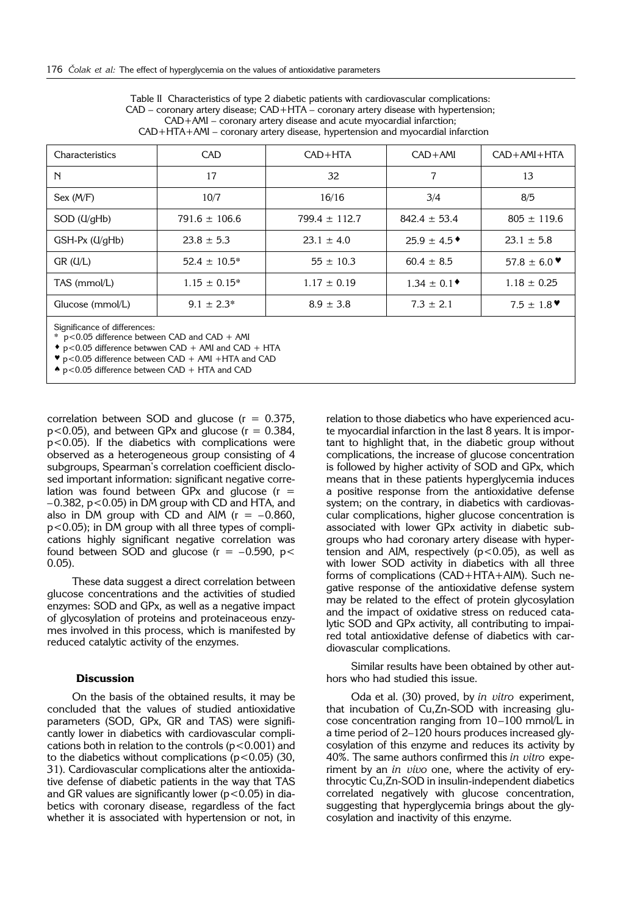Table II Characteristics of type 2 diabetic patients with cardiovascular complications: CAD – coronary artery disease; CAD+HTA – coronary artery disease with hypertension; CAD+AMI – coronary artery disease and acute myocardial infarction; CAD+HTA+AMI – coronary artery disease, hypertension and myocardial infarction

| Characteristics | CAD | CAD+HTA | CAD+AMI | CAD+AMI+HTA |
|---|---|---|---|---|
| N | 17 | 32 | 7 | 13 |
| Sex (M/F) | 10/7 | 16/16 | 3/4 | 8/5 |
| SOD (U/gHb) | 791.6 ± 106.6 | 799.4 ± 112.7 | 842.4 ± 53.4 | 805 ± 119.6 |
| GSH-Px (U/gHb) | 23.8 ± 5.3 | 23.1 ± 4.0 | 25.9 ± 4.5♦ | 23.1 ± 5.8 |
| GR (U/L) | 52.4 ± 10.5* | 55 ± 10.3 | 60.4 ± 8.5 | 57.8 ± 6.0♥ |
| TAS (mmol/L) | 1.15 ± 0.15* | 1.17 ± 0.19 | 1.34 ± 0.1♦ | 1.18 ± 0.25 |
| Glucose (mmol/L) | 9.1 ± 2.3* | 8.9 ± 3.8 | 7.3 ± 2.1 | 7.5 ± 1.8♥ |

Significance of differences:
* $p<0.05$ difference between CAD and CAD + AMI
♦ $p<0.05$ difference betwwen CAD + AMI and CAD + HTA
♥ $p<0.05$ difference between CAD + AMI +HTA and CAD
♠ $p<0.05$ difference between CAD + HTA and CAD

correlation between SOD and glucose ($r = 0.375$, $p<0.05$), and between GPx and glucose ($r = 0.384$, $p<0.05$). If the diabetics with complications were observed as a heterogeneous group consisting of 4 subgroups, Spearman's correlation coefficient disclosed important information: significant negative correlation was found between GPx and glucose ($r = -0.382$, $p<0.05$) in DM group with CD and HTA, and also in DM group with CD and AIM ($r = -0.860$, $p<0.05$); in DM group with all three types of complications highly significant negative correlation was found between SOD and glucose ($r = -0.590$, $p<0.05$).

These data suggest a direct correlation between glucose concentrations and the activities of studied enzymes: SOD and GPx, as well as a negative impact of glycosylation of proteins and proteinaceous enzymes involved in this process, which is manifested by reduced catalytic activity of the enzymes.

## Discussion

On the basis of the obtained results, it may be concluded that the values of studied antioxidative parameters (SOD, GPx, GR and TAS) were significantly lower in diabetics with cardiovascular complications both in relation to the controls ($p<0.001$) and to the diabetics without complications ($p<0.05$) (30, 31). Cardiovascular complications alter the antioxidative defense of diabetic patients in the way that TAS and GR values are significantly lower ($p<0.05$) in diabetics with coronary disease, regardless of the fact whether it is associated with hypertension or not, in relation to those diabetics who have experienced acute myocardial infarction in the last 8 years. It is important to highlight that, in the diabetic group without complications, the increase of glucose concentration is followed by higher activity of SOD and GPx, which means that in these patients hyperglycemia induces a positive response from the antioxidative defense system; on the contrary, in diabetics with cardiovascular complications, higher glucose concentration is associated with lower GPx activity in diabetic subgroups who had coronary artery disease with hypertension and AIM, respectively ($p<0.05$), as well as with lower SOD activity in diabetics with all three forms of complications (CAD+HTA+AIM). Such negative response of the antioxidative defense system may be related to the effect of protein glycosylation and the impact of oxidative stress on reduced catalytic SOD and GPx activity, all contributing to impaired total antioxidative defense of diabetics with cardiovascular complications.

Similar results have been obtained by other authors who had studied this issue.

Oda et al. (30) proved, by *in vitro* experiment, that incubation of Cu,Zn-SOD with increasing glucose concentration ranging from 10–100 mmol/L in a time period of 2–120 hours produces increased glycosylation of this enzyme and reduces its activity by 40%. The same authors confirmed this *in vitro* experiment by an *in vivo* one, where the activity of erythrocytic Cu,Zn-SOD in insulin-independent diabetics correlated negatively with glucose concentration, suggesting that hyperglycemia brings about the glycosylation and inactivity of this enzyme.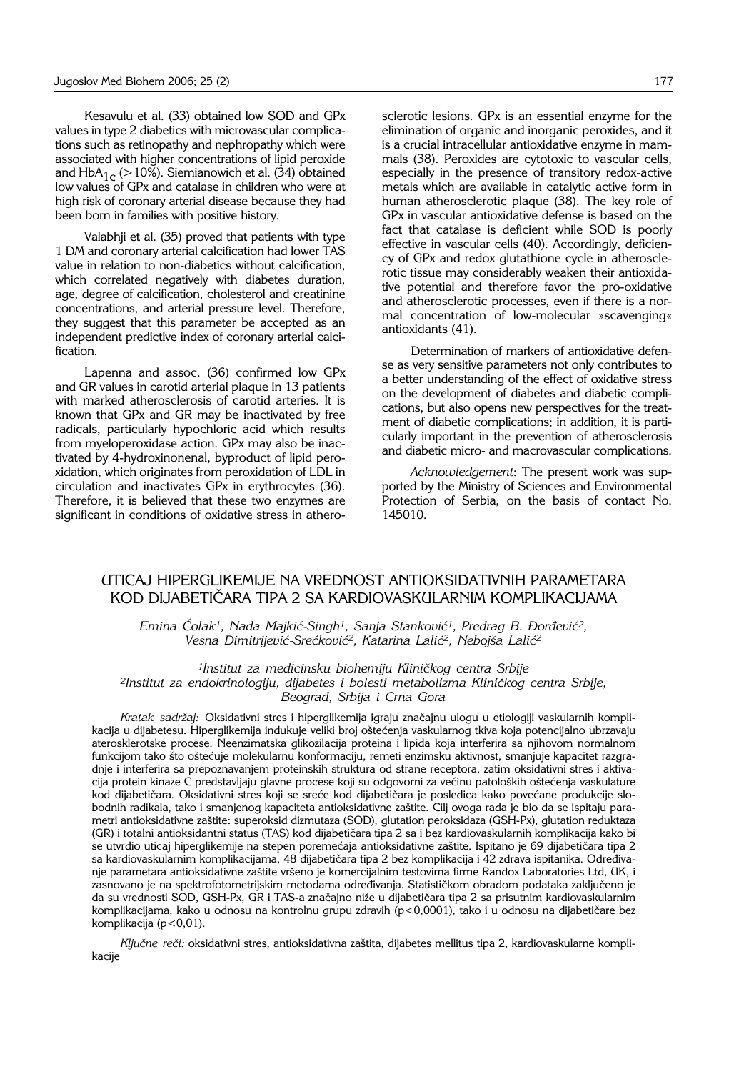Kesavulu et al. (33) obtained low SOD and GPx values in type 2 diabetics with microvascular complications such as retinopathy and nephropathy which were associated with higher concentrations of lipid peroxide and $HbA_{1c}$ (>10%). Siemianowich et al. (34) obtained low values of GPx and catalase in children who were at high risk of coronary arterial disease because they had been born in families with positive history.

Valabhji et al. (35) proved that patients with type 1 DM and coronary arterial calcification had lower TAS value in relation to non-diabetics without calcification, which correlated negatively with diabetes duration, age, degree of calcification, cholesterol and creatinine concentrations, and arterial pressure level. Therefore, they suggest that this parameter be accepted as an independent predictive index of coronary arterial calcification.

Lapenna and assoc. (36) confirmed low GPx and GR values in carotid arterial plaque in 13 patients with marked atherosclerosis of carotid arteries. It is known that GPx and GR may be inactivated by free radicals, particularly hypochloric acid which results from myeloperoxidase action. GPx may also be inactivated by 4-hydroxinonenal, byproduct of lipid peroxidation, which originates from peroxidation of LDL in circulation and inactivates GPx in erythrocytes (36). Therefore, it is believed that these two enzymes are significant in conditions of oxidative stress in atherosclerotic lesions. GPx is an essential enzyme for the elimination of organic and inorganic peroxides, and it is a crucial intracellular antioxidative enzyme in mammals (38). Peroxides are cytotoxic to vascular cells, especially in the presence of transitory redox-active metals which are available in catalytic active form in human atherosclerotic plaque (38). The key role of GPx in vascular antioxidative defense is based on the fact that catalase is deficient while SOD is poorly effective in vascular cells (40). Accordingly, deficiency of GPx and redox glutathione cycle in atherosclerotic tissue may considerably weaken their antioxidative potential and therefore favor the pro-oxidative and atherosclerotic processes, even if there is a normal concentration of low-molecular »scavenging« antioxidants (41).

Determination of markers of antioxidative defense as very sensitive parameters not only contributes to a better understanding of the effect of oxidative stress on the development of diabetes and diabetic complications, but also opens new perspectives for the treatment of diabetic complications; in addition, it is particularly important in the prevention of atherosclerosis and diabetic micro- and macrovascular complications.

*Acknowledgement*: The present work was supported by the Ministry of Sciences and Environmental Protection of Serbia, on the basis of contact No. 145010.

## UTICAJ HIPERGLIKEMIJE NA VREDNOST ANTIOKSIDATIVNIH PARAMETARA KOD DIJABETIČARA TIPA 2 SA KARDIOVASKULARNIM KOMPLIKACIJAMA

*Emina Čolak[1], Nada Majkić-Singh[1], Sanja Stanković[1], Predrag B. Đorđević[2], Vesna Dimitrijević-Srećković[2], Katarina Lalić[2], Nebojša Lalić[2]*

*[1]Institut za medicinsku biohemiju Kliničkog centra Srbije*
*[2]Institut za endokrinologiju, dijabetes i bolesti metabolizma Kliničkog centra Srbije, Beograd, Srbija i Crna Gora*

*Kratak sadržaj:* Oksidativni stres i hiperglikemija igraju značajnu ulogu u etiologiji vaskularnih komplikacija u dijabetesu. Hiperglikemija indukuje veliki broj oštećenja vaskularnog tkiva koja potencijalno ubrzavaju aterosklerotske procese. Neenzimatska glikozilacija proteina i lipida koja interferira sa njihovom normalnom funkcijom tako što oštećuje molekularnu konformaciju, remeti enzimsku aktivnost, smanjuje kapacitet razgradnje i interferira sa prepoznavanjem proteinskih struktura od strane receptora, zatim oksidativni stres i aktivacija protein kinaze C predstavljaju glavne procese koji su odgovorni za većinu patoloških oštećenja vaskulature kod dijabetičara. Oksidativni stres koji se sreće kod dijabetičara je posledica kako povećane produkcije slobodnih radikala, tako i smanjenog kapaciteta antioksidativne zaštite. Cilj ovoga rada je bio da se ispitaju parametri antioksidativne zaštite: superoksid dizmutaza (SOD), glutation peroksidaza (GSH-Px), glutation reduktaza (GR) i totalni antioksidantni status (TAS) kod dijabetičara tipa 2 sa i bez kardiovaskularnih komplikacija kako bi se utvrdio uticaj hiperglikemije na stepen poremećaja antioksidativne zaštite. Ispitano je 69 dijabetičara tipa 2 sa kardiovaskularnim komplikacijama, 48 dijabetičara tipa 2 bez komplikacija i 42 zdrava ispitanika. Određivanje parametara antioksidativne zaštite vršeno je komercijalnim testovima firme Randox Laboratories Ltd, UK, i zasnovano je na spektrofotometrijskim metodama određivanja. Statističkom obradom podataka zaključeno je da su vrednosti SOD, GSH-Px, GR i TAS-a značajno niže u dijabetičara tipa 2 sa prisutnim kardiovaskularnim komplikacijama, kako u odnosu na kontrolnu grupu zdravih ($p<0,0001$), tako i u odnosu na dijabetičare bez komplikacija ($p<0,01$).

*Ključne reči:* oksidativni stres, antioksidativna zaštita, dijabetes mellitus tipa 2, kardiovaskularne komplikacije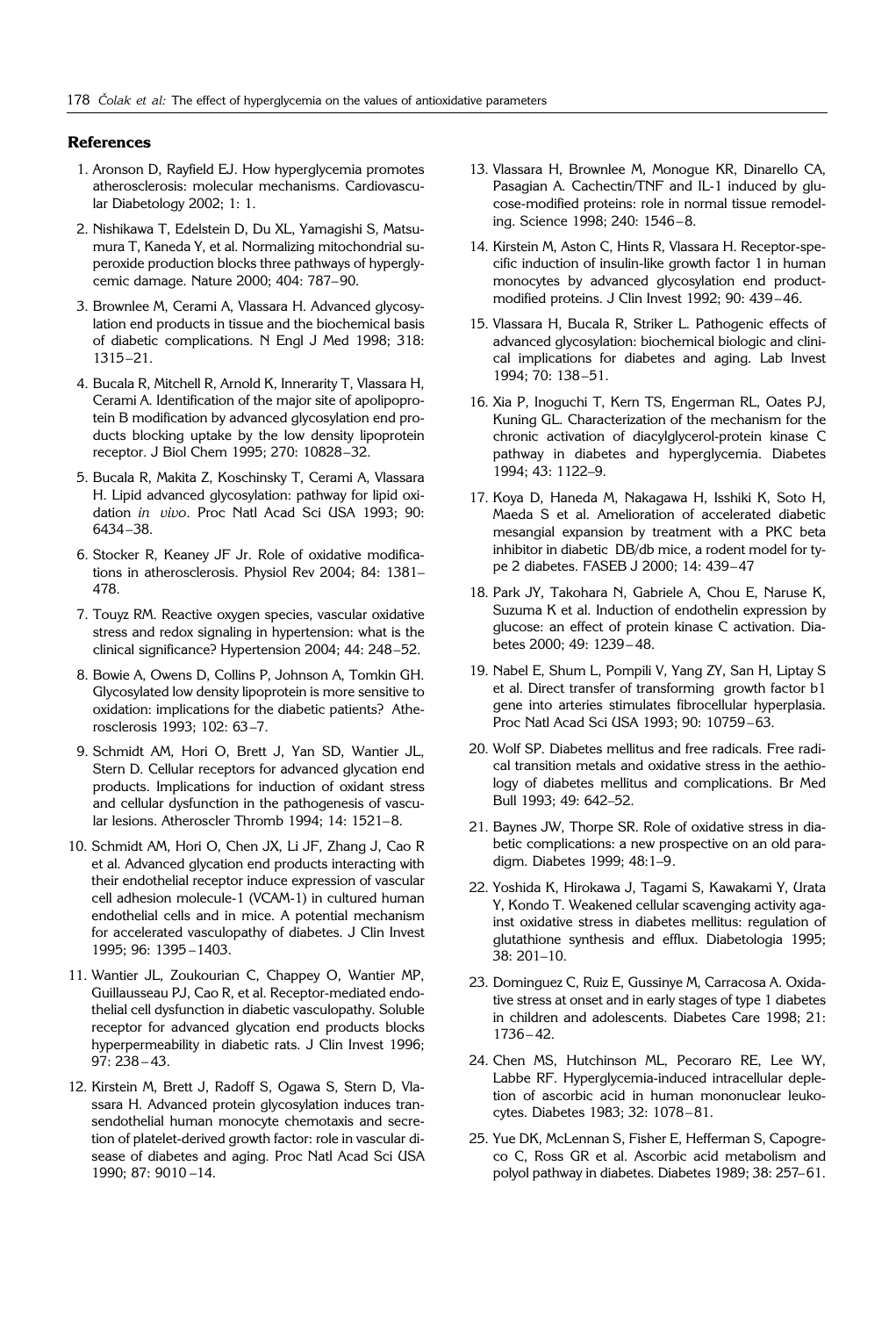## References

1. Aronson D, Rayfield EJ. How hyperglycemia promotes atherosclerosis: molecular mechanisms. Cardiovascular Diabetology 2002; 1: 1.
2. Nishikawa T, Edelstein D, Du XL, Yamagishi S, Matsumura T, Kaneda Y, et al. Normalizing mitochondrial superoxide production blocks three pathways of hyperglycemic damage. Nature 2000; 404: 787–90.
3. Brownlee M, Cerami A, Vlassara H. Advanced glycosylation end products in tissue and the biochemical basis of diabetic complications. N Engl J Med 1998; 318: 1315–21.
4. Bucala R, Mitchell R, Arnold K, Innerarity T, Vlassara H, Cerami A. Identification of the major site of apolipoprotein B modification by advanced glycosylation end products blocking uptake by the low density lipoprotein receptor. J Biol Chem 1995; 270: 10828–32.
5. Bucala R, Makita Z, Koschinsky T, Cerami A, Vlassara H. Lipid advanced glycosylation: pathway for lipid oxidation *in vivo*. Proc Natl Acad Sci USA 1993; 90: 6434–38.
6. Stocker R, Keaney JF Jr. Role of oxidative modifications in atherosclerosis. Physiol Rev 2004; 84: 1381–478.
7. Touyz RM. Reactive oxygen species, vascular oxidative stress and redox signaling in hypertension: what is the clinical significance? Hypertension 2004; 44: 248–52.
8. Bowie A, Owens D, Collins P, Johnson A, Tomkin GH. Glycosylated low density lipoprotein is more sensitive to oxidation: implications for the diabetic patients? Atherosclerosis 1993; 102: 63–7.
9. Schmidt AM, Hori O, Brett J, Yan SD, Wantier JL, Stern D. Cellular receptors for advanced glycation end products. Implications for induction of oxidant stress and cellular dysfunction in the pathogenesis of vascular lesions. Atheroscler Thromb 1994; 14: 1521–8.
10. Schmidt AM, Hori O, Chen JX, Li JF, Zhang J, Cao R et al. Advanced glycation end products interacting with their endothelial receptor induce expression of vascular cell adhesion molecule-1 (VCAM-1) in cultured human endothelial cells and in mice. A potential mechanism for accelerated vasculopathy of diabetes. J Clin Invest 1995; 96: 1395–1403.
11. Wantier JL, Zoukourian C, Chappey O, Wantier MP, Guillausseau PJ, Cao R, et al. Receptor-mediated endothelial cell dysfunction in diabetic vasculopathy. Soluble receptor for advanced glycation end products blocks hyperpermeability in diabetic rats. J Clin Invest 1996; 97: 238–43.
12. Kirstein M, Brett J, Radoff S, Ogawa S, Stern D, Vlassara H. Advanced protein glycosylation induces transendothelial human monocyte chemotaxis and secretion of platelet-derived growth factor: role in vascular disease of diabetes and aging. Proc Natl Acad Sci USA 1990; 87: 9010–14.
13. Vlassara H, Brownlee M, Monogue KR, Dinarello CA, Pasagian A. Cachectin/TNF and IL-1 induced by glucose-modified proteins: role in normal tissue remodeling. Science 1998; 240: 1546–8.
14. Kirstein M, Aston C, Hints R, Vlassara H. Receptor-specific induction of insulin-like growth factor 1 in human monocytes by advanced glycosylation end product-modified proteins. J Clin Invest 1992; 90: 439–46.
15. Vlassara H, Bucala R, Striker L. Pathogenic effects of advanced glycosylation: biochemical biologic and clinical implications for diabetes and aging. Lab Invest 1994; 70: 138–51.
16. Xia P, Inoguchi T, Kern TS, Engerman RL, Oates PJ, Kuning GL. Characterization of the mechanism for the chronic activation of diacylglycerol-protein kinase C pathway in diabetes and hyperglycemia. Diabetes 1994; 43: 1122–9.
17. Koya D, Haneda M, Nakagawa H, Isshiki K, Soto H, Maeda S et al. Amelioration of accelerated diabetic mesangial expansion by treatment with a PKC beta inhibitor in diabetic DB/db mice, a rodent model for type 2 diabetes. FASEB J 2000; 14: 439–47
18. Park JY, Takohara N, Gabriele A, Chou E, Naruse K, Suzuma K et al. Induction of endothelin expression by glucose: an effect of protein kinase C activation. Diabetes 2000; 49: 1239–48.
19. Nabel E, Shum L, Pompili V, Yang ZY, San H, Liptay S et al. Direct transfer of transforming growth factor b1 gene into arteries stimulates fibrocellular hyperplasia. Proc Natl Acad Sci USA 1993; 90: 10759–63.
20. Wolf SP. Diabetes mellitus and free radicals. Free radical transition metals and oxidative stress in the aethiology of diabetes mellitus and complications. Br Med Bull 1993; 49: 642–52.
21. Baynes JW, Thorpe SR. Role of oxidative stress in diabetic complications: a new prospective on an old paradigm. Diabetes 1999; 48:1–9.
22. Yoshida K, Hirokawa J, Tagami S, Kawakami Y, Urata Y, Kondo T. Weakened cellular scavenging activity against oxidative stress in diabetes mellitus: regulation of glutathione synthesis and efflux. Diabetologia 1995; 38: 201–10.
23. Dominguez C, Ruiz E, Gussinye M, Carracosa A. Oxidative stress at onset and in early stages of type 1 diabetes in children and adolescents. Diabetes Care 1998; 21: 1736–42.
24. Chen MS, Hutchinson ML, Pecoraro RE, Lee WY, Labbe RF. Hyperglycemia-induced intracellular depletion of ascorbic acid in human mononuclear leukocytes. Diabetes 1983; 32: 1078–81.
25. Yue DK, McLennan S, Fisher E, Hefferman S, Capogreco C, Ross GR et al. Ascorbic acid metabolism and polyol pathway in diabetes. Diabetes 1989; 38: 257–61.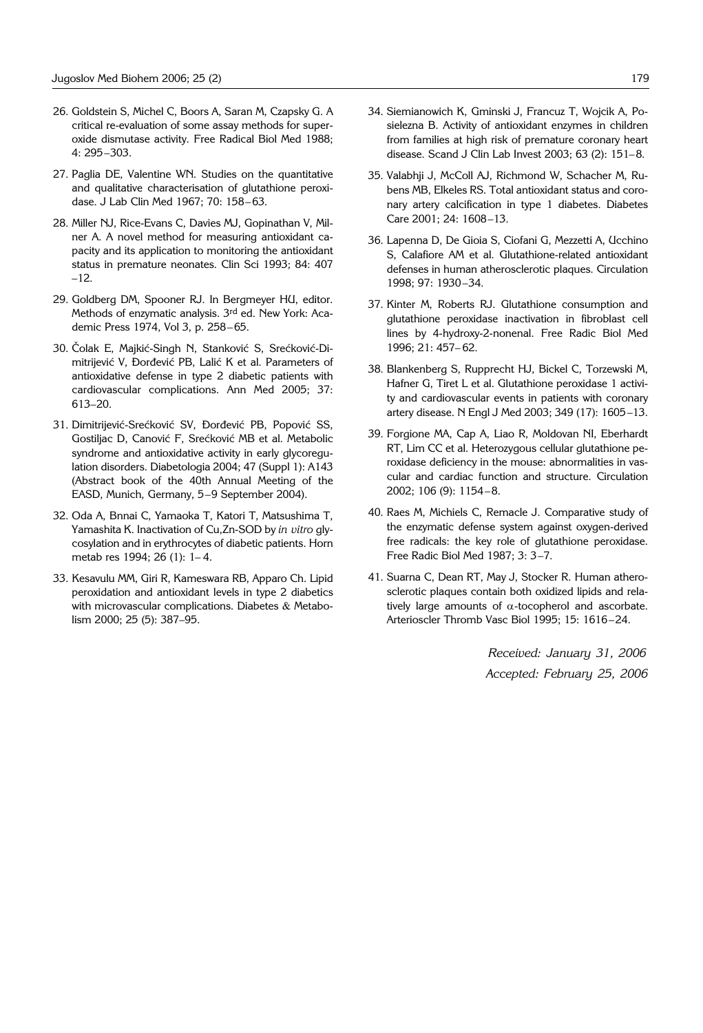26. Goldstein S, Michel C, Boors A, Saran M, Czapsky G. A critical re-evaluation of some assay methods for superoxide dismutase activity. Free Radical Biol Med 1988; 4: 295–303.

27. Paglia DE, Valentine WN. Studies on the quantitative and qualitative characterisation of glutathione peroxidase. J Lab Clin Med 1967; 70: 158–63.

28. Miller NJ, Rice-Evans C, Davies MJ, Gopinathan V, Milner A. A novel method for measuring antioxidant capacity and its application to monitoring the antioxidant status in premature neonates. Clin Sci 1993; 84: 407–12.

29. Goldberg DM, Spooner RJ. In Bergmeyer HU, editor. Methods of enzymatic analysis. 3rd ed. New York: Academic Press 1974, Vol 3, p. 258–65.

30. Čolak E, Majkić-Singh N, Stanković S, Srećković-Dimitrijević V, Đorđević PB, Lalić K et al. Parameters of antioxidative defense in type 2 diabetic patients with cardiovascular complications. Ann Med 2005; 37: 613–20.

31. Dimitrijević-Srećković SV, Đorđević PB, Popović SS, Gostiljac D, Canović F, Srećković MB et al. Metabolic syndrome and antioxidative activity in early glycoregulation disorders. Diabetologia 2004; 47 (Suppl 1): A143 (Abstract book of the 40th Annual Meeting of the EASD, Munich, Germany, 5–9 September 2004).

32. Oda A, Bnnai C, Yamaoka T, Katori T, Matsushima T, Yamashita K. Inactivation of Cu,Zn-SOD by *in vitro* glycosylation and in erythrocytes of diabetic patients. Horn metab res 1994; 26 (1): 1–4.

33. Kesavulu MM, Giri R, Kameswara RB, Apparo Ch. Lipid peroxidation and antioxidant levels in type 2 diabetics with microvascular complications. Diabetes & Metabolism 2000; 25 (5): 387–95.

34. Siemianowich K, Gminski J, Francuz T, Wojcik A, Posielezna B. Activity of antioxidant enzymes in children from families at high risk of premature coronary heart disease. Scand J Clin Lab Invest 2003; 63 (2): 151–8.

35. Valabhji J, McColl AJ, Richmond W, Schacher M, Rubens MB, Elkeles RS. Total antioxidant status and coronary artery calcification in type 1 diabetes. Diabetes Care 2001; 24: 1608–13.

36. Lapenna D, De Gioia S, Ciofani G, Mezzetti A, Ucchino S, Calafiore AM et al. Glutathione-related antioxidant defenses in human atherosclerotic plaques. Circulation 1998; 97: 1930–34.

37. Kinter M, Roberts RJ. Glutathione consumption and glutathione peroxidase inactivation in fibroblast cell lines by 4-hydroxy-2-nonenal. Free Radic Biol Med 1996; 21: 457–62.

38. Blankenberg S, Rupprecht HJ, Bickel C, Torzewski M, Hafner G, Tiret L et al. Glutathione peroxidase 1 activity and cardiovascular events in patients with coronary artery disease. N Engl J Med 2003; 349 (17): 1605–13.

39. Forgione MA, Cap A, Liao R, Moldovan NI, Eberhardt RT, Lim CC et al. Heterozygous cellular glutathione peroxidase deficiency in the mouse: abnormalities in vascular and cardiac function and structure. Circulation 2002; 106 (9): 1154–8.

40. Raes M, Michiels C, Remacle J. Comparative study of the enzymatic defense system against oxygen-derived free radicals: the key role of glutathione peroxidase. Free Radic Biol Med 1987; 3: 3–7.

41. Suarna C, Dean RT, May J, Stocker R. Human atherosclerotic plaques contain both oxidized lipids and relatively large amounts of $\alpha$-tocopherol and ascorbate. Arterioscler Thromb Vasc Biol 1995; 15: 1616–24.

*Received: January 31, 2006*
*Accepted: February 25, 2006*